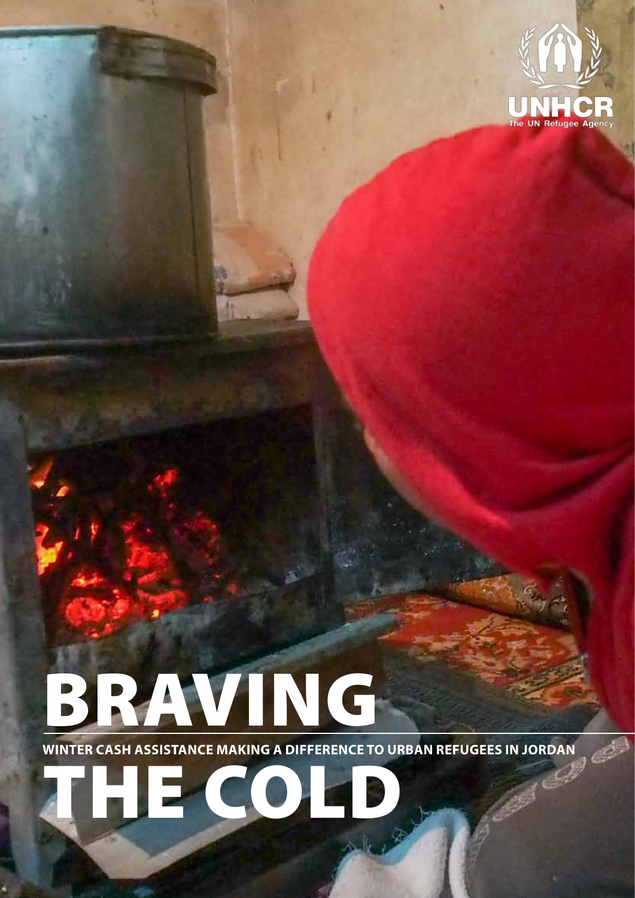# BRAVING THE COLD

## WINTER CASH ASSISTANCE MAKING A DIFFERENCE TO URBAN REFUGEES IN JORDAN

UNHCR
The UN Refugee Agency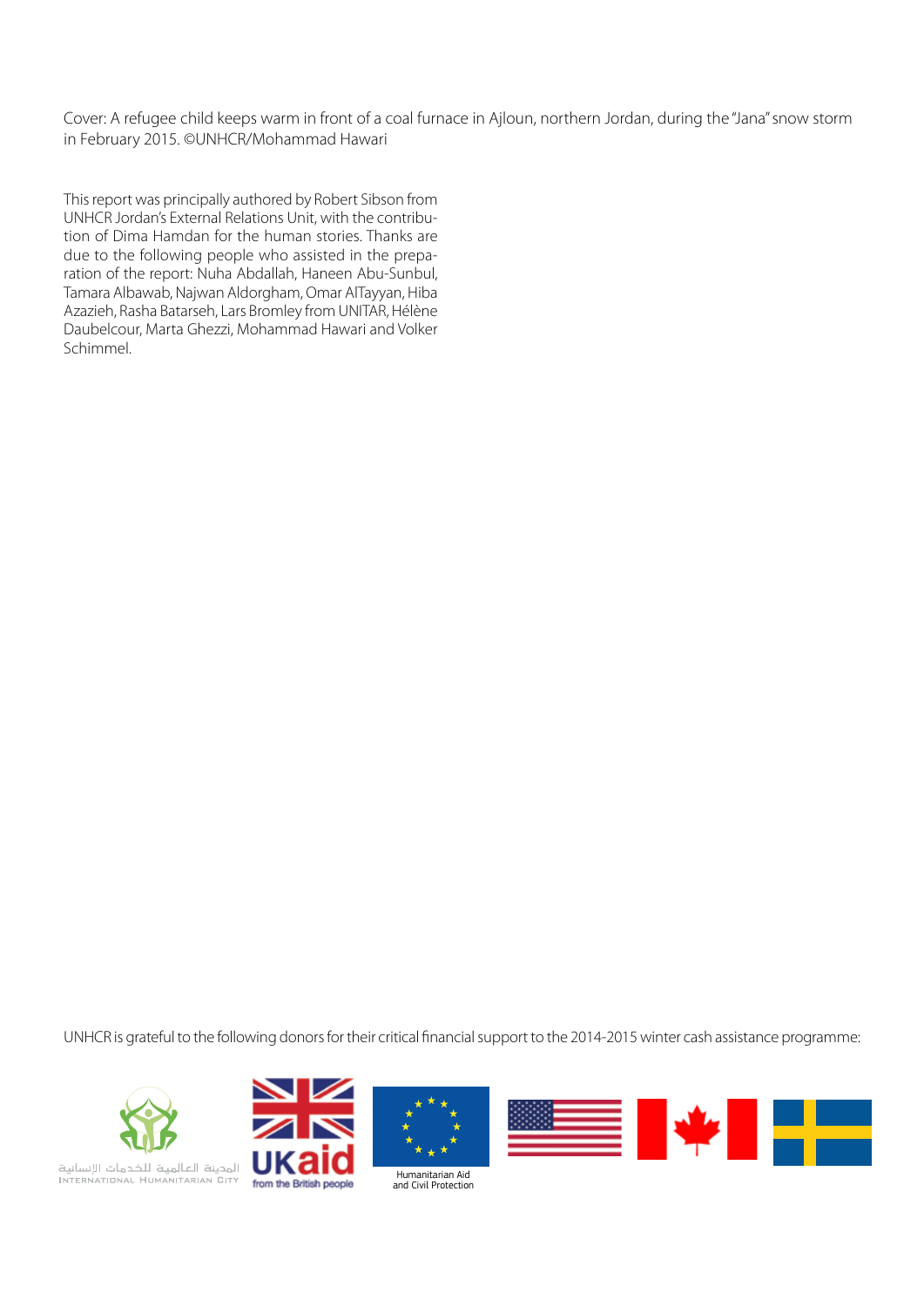Cover: A refugee child keeps warm in front of a coal furnace in Ajloun, northern Jordan, during the "Jana" snow storm in February 2015. ©UNHCR/Mohammad Hawari

This report was principally authored by Robert Sibson from UNHCR Jordan's External Relations Unit, with the contribution of Dima Hamdan for the human stories. Thanks are due to the following people who assisted in the preparation of the report: Nuha Abdallah, Haneen Abu-Sunbul, Tamara Albawab, Najwan Aldorgham, Omar AlTayyan, Hiba Azazieh, Rasha Batarseh, Lars Bromley from UNITAR, Hélène Daubelcour, Marta Ghezzi, Mohammad Hawari and Volker Schimmel.

UNHCR is grateful to the following donors for their critical financial support to the 2014-2015 winter cash assistance programme:

المدينة العالمية للخدمات الإنسانية
INTERNATIONAL HUMANITARIAN CITY

UKaid from the British people

Humanitarian Aid and Civil Protection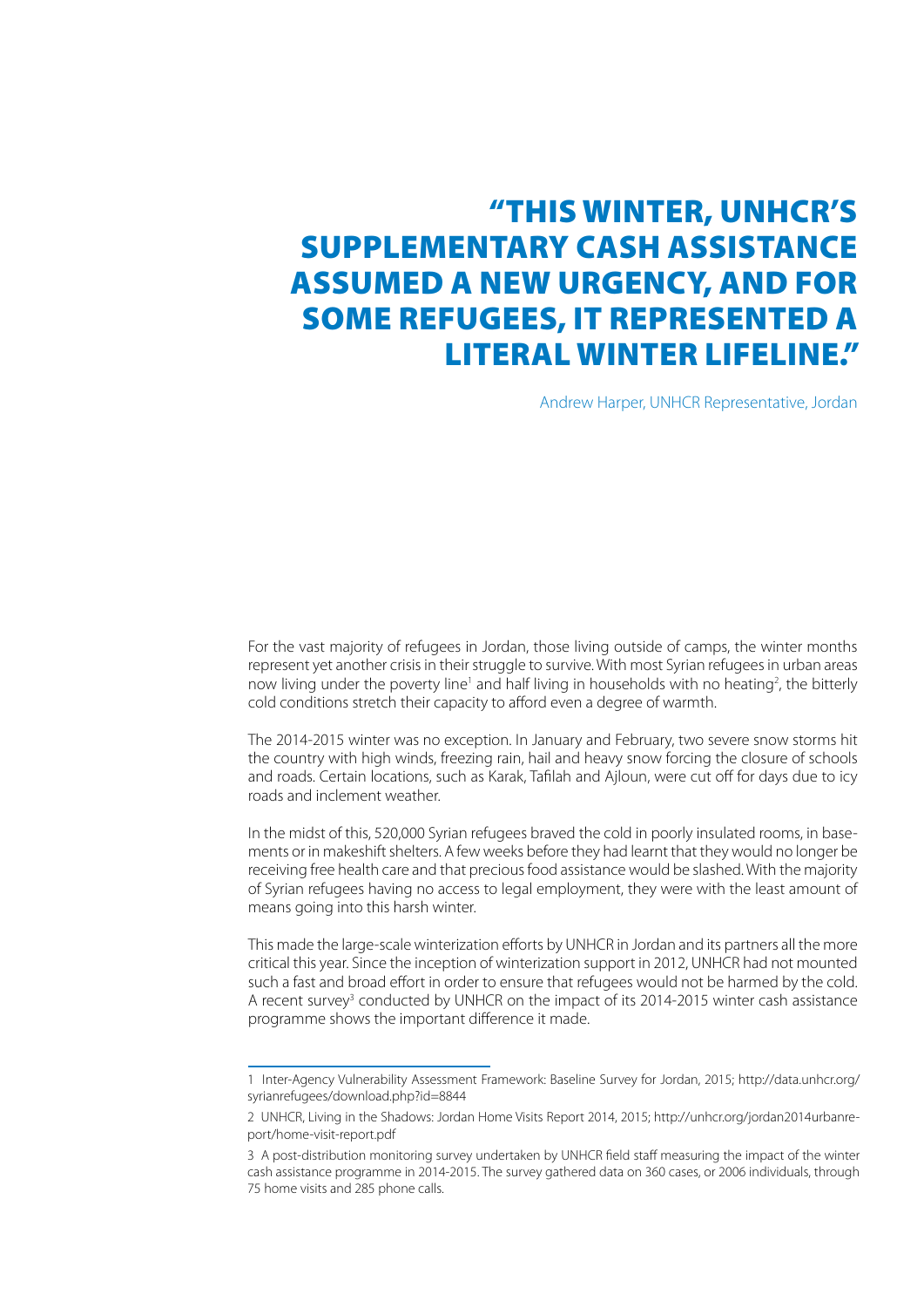# "THIS WINTER, UNHCR'S SUPPLEMENTARY CASH ASSISTANCE ASSUMED A NEW URGENCY, AND FOR SOME REFUGEES, IT REPRESENTED A LITERAL WINTER LIFELINE."

Andrew Harper, UNHCR Representative, Jordan

For the vast majority of refugees in Jordan, those living outside of camps, the winter months represent yet another crisis in their struggle to survive. With most Syrian refugees in urban areas now living under the poverty line[1] and half living in households with no heating[2], the bitterly cold conditions stretch their capacity to afford even a degree of warmth.

The 2014-2015 winter was no exception. In January and February, two severe snow storms hit the country with high winds, freezing rain, hail and heavy snow forcing the closure of schools and roads. Certain locations, such as Karak, Tafilah and Ajloun, were cut off for days due to icy roads and inclement weather.

In the midst of this, 520,000 Syrian refugees braved the cold in poorly insulated rooms, in basements or in makeshift shelters. A few weeks before they had learnt that they would no longer be receiving free health care and that precious food assistance would be slashed. With the majority of Syrian refugees having no access to legal employment, they were with the least amount of means going into this harsh winter.

This made the large-scale winterization efforts by UNHCR in Jordan and its partners all the more critical this year. Since the inception of winterization support in 2012, UNHCR had not mounted such a fast and broad effort in order to ensure that refugees would not be harmed by the cold. A recent survey[3] conducted by UNHCR on the impact of its 2014-2015 winter cash assistance programme shows the important difference it made.

---

1 Inter-Agency Vulnerability Assessment Framework: Baseline Survey for Jordan, 2015; http://data.unhcr.org/syrianrefugees/download.php?id=8844

2 UNHCR, Living in the Shadows: Jordan Home Visits Report 2014, 2015; http://unhcr.org/jordan2014urbanreport/home-visit-report.pdf

3 A post-distribution monitoring survey undertaken by UNHCR field staff measuring the impact of the winter cash assistance programme in 2014-2015. The survey gathered data on 360 cases, or 2006 individuals, through 75 home visits and 285 phone calls.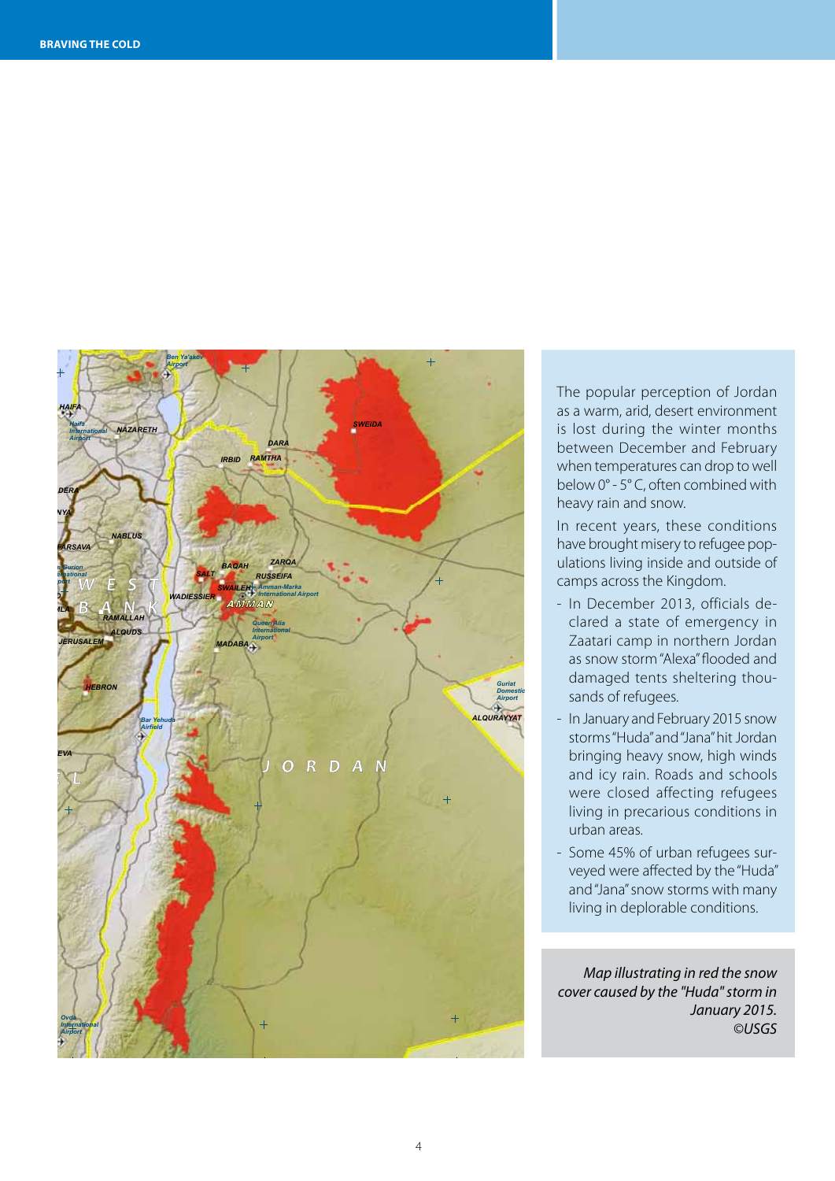The popular perception of Jordan as a warm, arid, desert environment is lost during the winter months between December and February when temperatures can drop to well below 0° - 5° C, often combined with heavy rain and snow.

In recent years, these conditions have brought misery to refugee populations living inside and outside of camps across the Kingdom.

- In December 2013, officials declared a state of emergency in Zaatari camp in northern Jordan as snow storm "Alexa" flooded and damaged tents sheltering thousands of refugees.
- In January and February 2015 snow storms "Huda" and "Jana" hit Jordan bringing heavy snow, high winds and icy rain. Roads and schools were closed affecting refugees living in precarious conditions in urban areas.
- Some 45% of urban refugees surveyed were affected by the "Huda" and "Jana" snow storms with many living in deplorable conditions.

*Map illustrating in red the snow cover caused by the "Huda" storm in January 2015. ©USGS*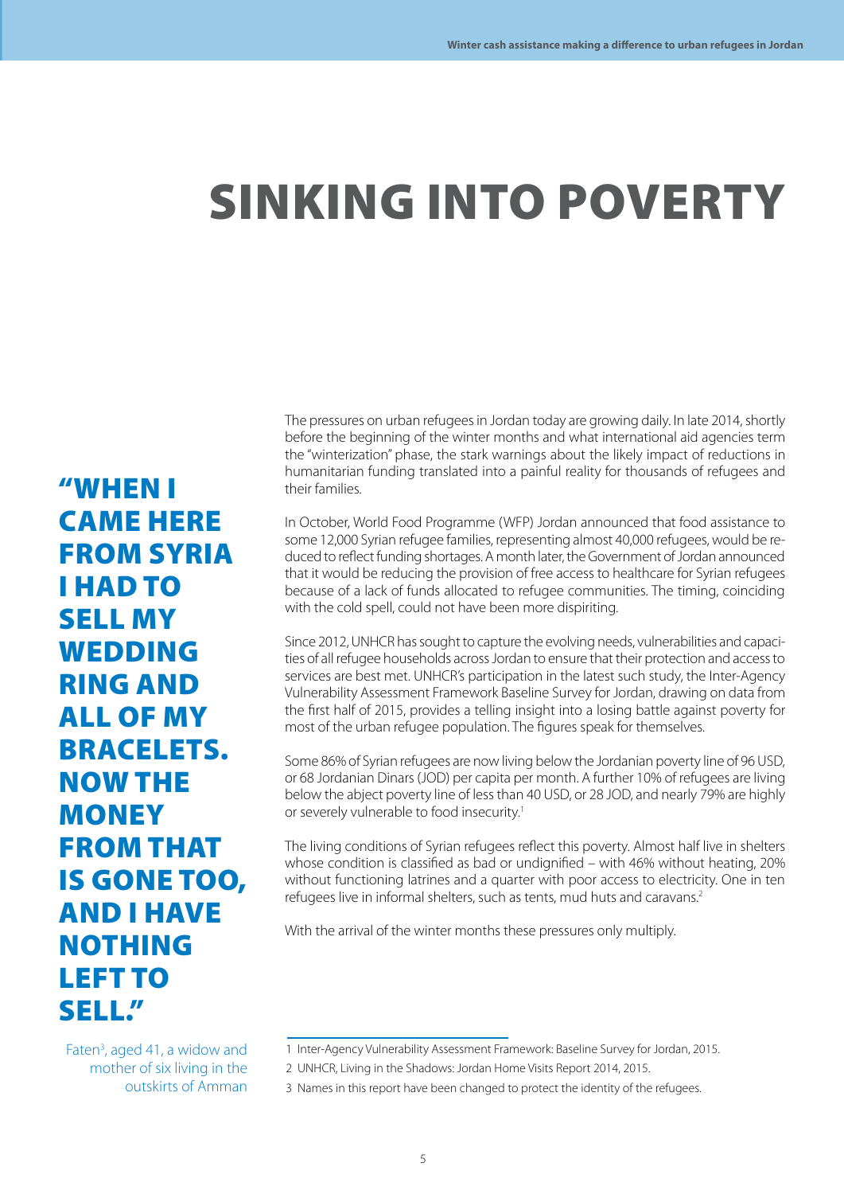# SINKING INTO POVERTY

**"WHEN I CAME HERE FROM SYRIA I HAD TO SELL MY WEDDING RING AND ALL OF MY BRACELETS. NOW THE MONEY FROM THAT IS GONE TOO, AND I HAVE NOTHING LEFT TO SELL."**

Faten[3], aged 41, a widow and mother of six living in the outskirts of Amman

The pressures on urban refugees in Jordan today are growing daily. In late 2014, shortly before the beginning of the winter months and what international aid agencies term the "winterization" phase, the stark warnings about the likely impact of reductions in humanitarian funding translated into a painful reality for thousands of refugees and their families.

In October, World Food Programme (WFP) Jordan announced that food assistance to some 12,000 Syrian refugee families, representing almost 40,000 refugees, would be reduced to reflect funding shortages. A month later, the Government of Jordan announced that it would be reducing the provision of free access to healthcare for Syrian refugees because of a lack of funds allocated to refugee communities. The timing, coinciding with the cold spell, could not have been more dispiriting.

Since 2012, UNHCR has sought to capture the evolving needs, vulnerabilities and capacities of all refugee households across Jordan to ensure that their protection and access to services are best met. UNHCR's participation in the latest such study, the Inter-Agency Vulnerability Assessment Framework Baseline Survey for Jordan, drawing on data from the first half of 2015, provides a telling insight into a losing battle against poverty for most of the urban refugee population. The figures speak for themselves.

Some 86% of Syrian refugees are now living below the Jordanian poverty line of 96 USD, or 68 Jordanian Dinars (JOD) per capita per month. A further 10% of refugees are living below the abject poverty line of less than 40 USD, or 28 JOD, and nearly 79% are highly or severely vulnerable to food insecurity.[1]

The living conditions of Syrian refugees reflect this poverty. Almost half live in shelters whose condition is classified as bad or undignified – with 46% without heating, 20% without functioning latrines and a quarter with poor access to electricity. One in ten refugees live in informal shelters, such as tents, mud huts and caravans.[2]

With the arrival of the winter months these pressures only multiply.

1 Inter-Agency Vulnerability Assessment Framework: Baseline Survey for Jordan, 2015.

2 UNHCR, Living in the Shadows: Jordan Home Visits Report 2014, 2015.

3 Names in this report have been changed to protect the identity of the refugees.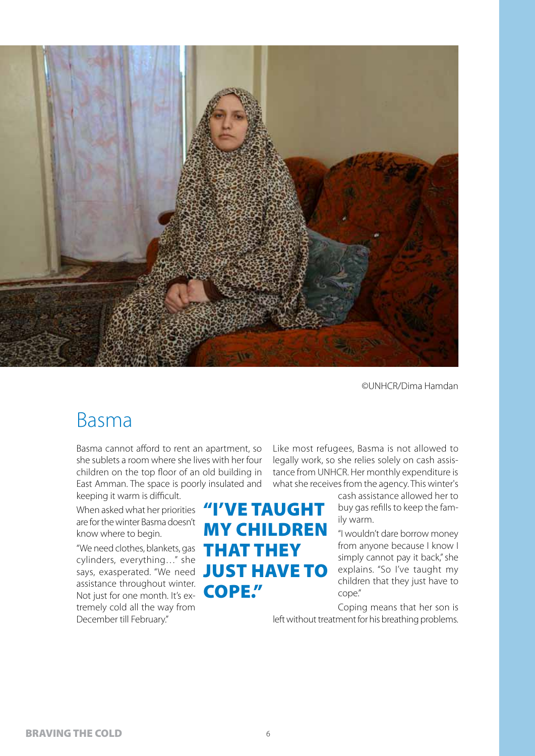©UNHCR/Dima Hamdan

# Basma

Basma cannot afford to rent an apartment, so she sublets a room where she lives with her four children on the top floor of an old building in East Amman. The space is poorly insulated and keeping it warm is difficult.

When asked what her priorities are for the winter Basma doesn't know where to begin.

"We need clothes, blankets, gas cylinders, everything…" she says, exasperated. "We need assistance throughout winter. Not just for one month. It's extremely cold all the way from December till February."

**"I'VE TAUGHT MY CHILDREN THAT THEY JUST HAVE TO COPE."**

Like most refugees, Basma is not allowed to legally work, so she relies solely on cash assistance from UNHCR. Her monthly expenditure is what she receives from the agency. This winter's cash assistance allowed her to buy gas refills to keep the family warm.

"I wouldn't dare borrow money from anyone because I know I simply cannot pay it back," she explains. "So I've taught my children that they just have to cope."

Coping means that her son is left without treatment for his breathing problems.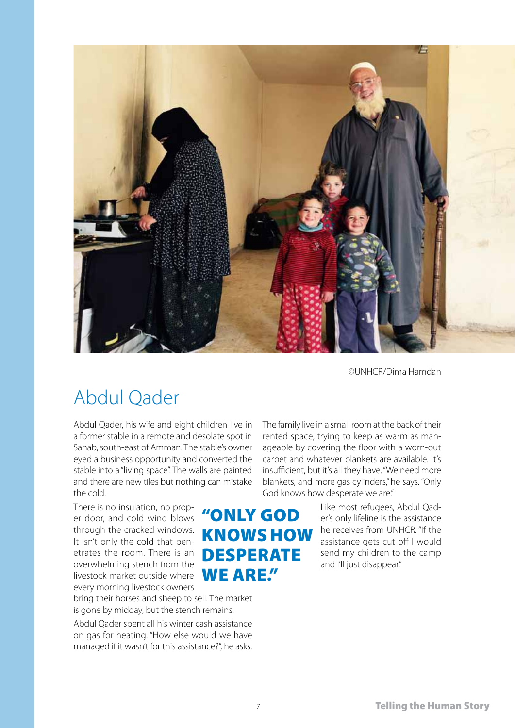©UNHCR/Dima Hamdan

# Abdul Qader

Abdul Qader, his wife and eight children live in a former stable in a remote and desolate spot in Sahab, south-east of Amman. The stable's owner eyed a business opportunity and converted the stable into a "living space". The walls are painted and there are new tiles but nothing can mistake the cold.

There is no insulation, no proper door, and cold wind blows through the cracked windows. It isn't only the cold that penetrates the room. There is an overwhelming stench from the livestock market outside where every morning livestock owners bring their horses and sheep to sell. The market is gone by midday, but the stench remains.

Abdul Qader spent all his winter cash assistance on gas for heating. "How else would we have managed if it wasn't for this assistance?", he asks.

The family live in a small room at the back of their rented space, trying to keep as warm as manageable by covering the floor with a worn-out carpet and whatever blankets are available. It's insufficient, but it's all they have. "We need more blankets, and more gas cylinders," he says. "Only God knows how desperate we are."

**"ONLY GOD KNOWS HOW DESPERATE WE ARE."**

Like most refugees, Abdul Qader's only lifeline is the assistance he receives from UNHCR. "If the assistance gets cut off I would send my children to the camp and I'll just disappear."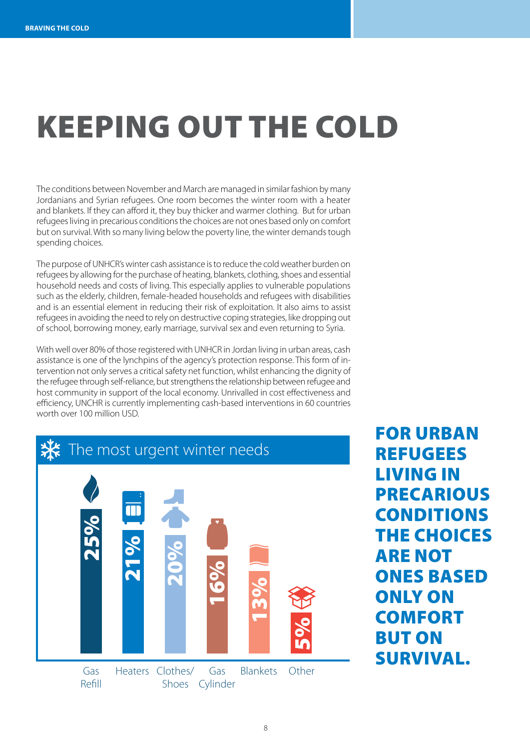# KEEPING OUT THE COLD

The conditions between November and March are managed in similar fashion by many Jordanians and Syrian refugees. One room becomes the winter room with a heater and blankets. If they can afford it, they buy thicker and warmer clothing. But for urban refugees living in precarious conditions the choices are not ones based only on comfort but on survival. With so many living below the poverty line, the winter demands tough spending choices.

The purpose of UNHCR's winter cash assistance is to reduce the cold weather burden on refugees by allowing for the purchase of heating, blankets, clothing, shoes and essential household needs and costs of living. This especially applies to vulnerable populations such as the elderly, children, female-headed households and refugees with disabilities and is an essential element in reducing their risk of exploitation. It also aims to assist refugees in avoiding the need to rely on destructive coping strategies, like dropping out of school, borrowing money, early marriage, survival sex and even returning to Syria.

With well over 80% of those registered with UNHCR in Jordan living in urban areas, cash assistance is one of the lynchpins of the agency's protection response. This form of intervention not only serves a critical safety net function, whilst enhancing the dignity of the refugee through self-reliance, but strengthens the relationship between refugee and host community in support of the local economy. Unrivalled in cost effectiveness and efficiency, UNCHR is currently implementing cash-based interventions in 60 countries worth over 100 million USD.

## The most urgent winter needs

| Need | Percentage |
|---|---|
| Gas Refill | 25% |
| Heaters | 21% |
| Clothes/ Shoes | 20% |
| Gas Cylinder | 16% |
| Blankets | 13% |
| Other | 5% |

**FOR URBAN REFUGEES LIVING IN PRECARIOUS CONDITIONS THE CHOICES ARE NOT ONES BASED ONLY ON COMFORT BUT ON SURVIVAL.**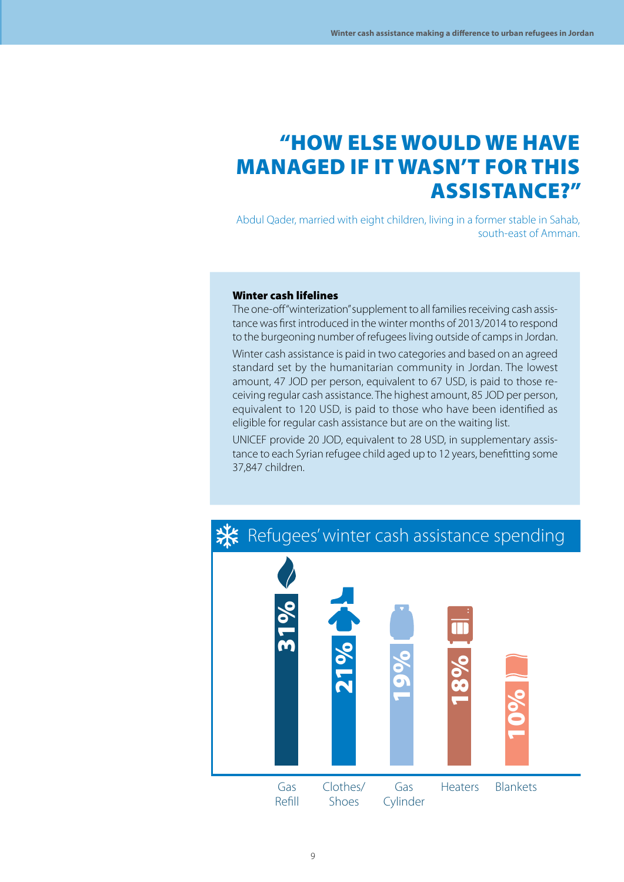# "HOW ELSE WOULD WE HAVE MANAGED IF IT WASN'T FOR THIS ASSISTANCE?"

Abdul Qader, married with eight children, living in a former stable in Sahab, south-east of Amman.

**Winter cash lifelines**

The one-off "winterization" supplement to all families receiving cash assistance was first introduced in the winter months of 2013/2014 to respond to the burgeoning number of refugees living outside of camps in Jordan.

Winter cash assistance is paid in two categories and based on an agreed standard set by the humanitarian community in Jordan. The lowest amount, 47 JOD per person, equivalent to 67 USD, is paid to those receiving regular cash assistance. The highest amount, 85 JOD per person, equivalent to 120 USD, is paid to those who have been identified as eligible for regular cash assistance but are on the waiting list.

UNICEF provide 20 JOD, equivalent to 28 USD, in supplementary assistance to each Syrian refugee child aged up to 12 years, benefitting some 37,847 children.

## Refugees' winter cash assistance spending

| Item | Share |
|---|---|
| Gas Refill | 31% |
| Clothes/ Shoes | 21% |
| Gas Cylinder | 19% |
| Heaters | 18% |
| Blankets | 10% |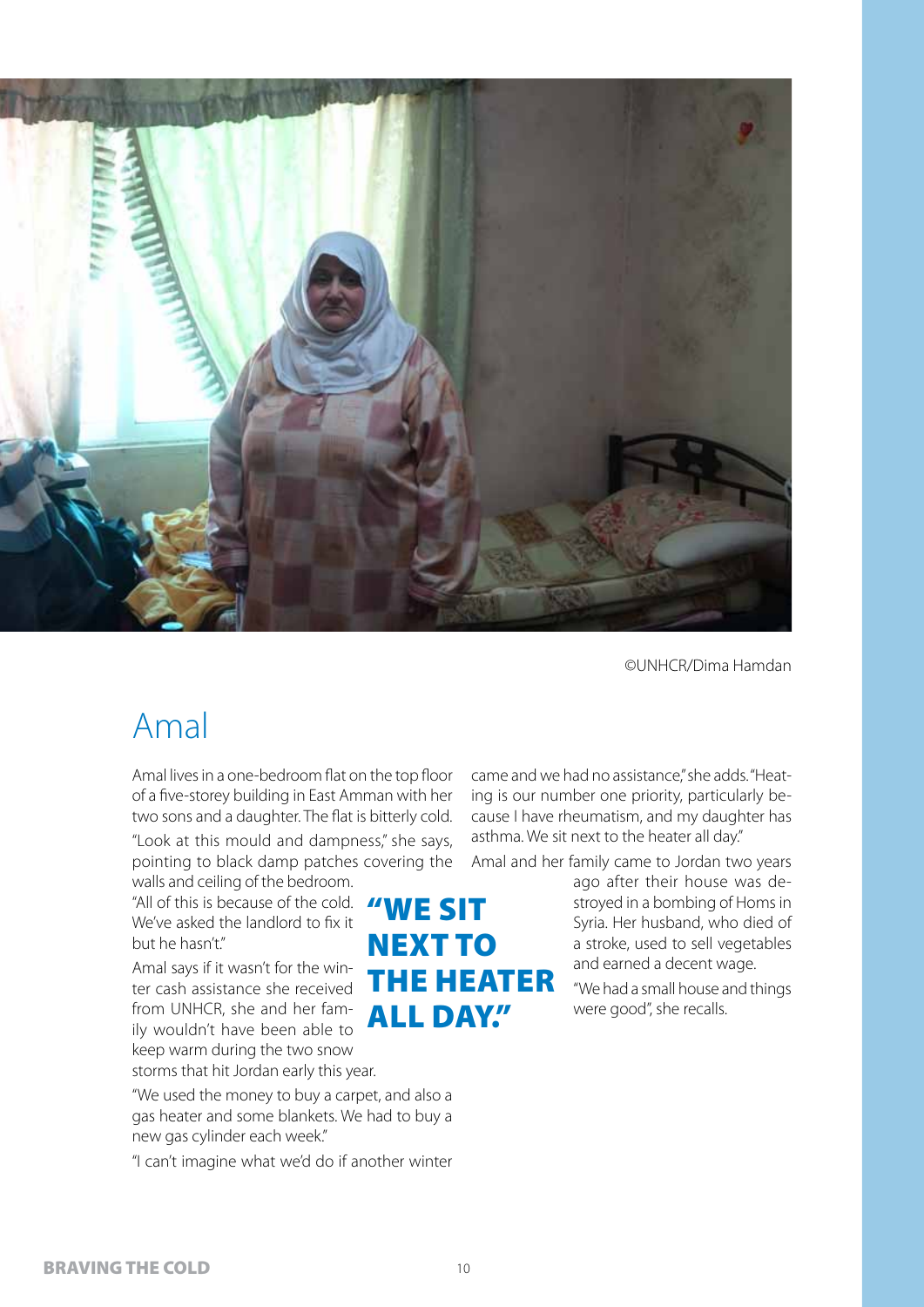©UNHCR/Dima Hamdan

# Amal

Amal lives in a one-bedroom flat on the top floor of a five-storey building in East Amman with her two sons and a daughter. The flat is bitterly cold.

"Look at this mould and dampness," she says, pointing to black damp patches covering the walls and ceiling of the bedroom. "All of this is because of the cold. We've asked the landlord to fix it but he hasn't."

**"WE SIT NEXT TO THE HEATER ALL DAY."**

Amal says if it wasn't for the winter cash assistance she received from UNHCR, she and her family wouldn't have been able to keep warm during the two snow storms that hit Jordan early this year.

"We used the money to buy a carpet, and also a gas heater and some blankets. We had to buy a new gas cylinder each week."

"I can't imagine what we'd do if another winter came and we had no assistance," she adds. "Heating is our number one priority, particularly because I have rheumatism, and my daughter has asthma. We sit next to the heater all day."

Amal and her family came to Jordan two years ago after their house was destroyed in a bombing of Homs in Syria. Her husband, who died of a stroke, used to sell vegetables and earned a decent wage.

"We had a small house and things were good", she recalls.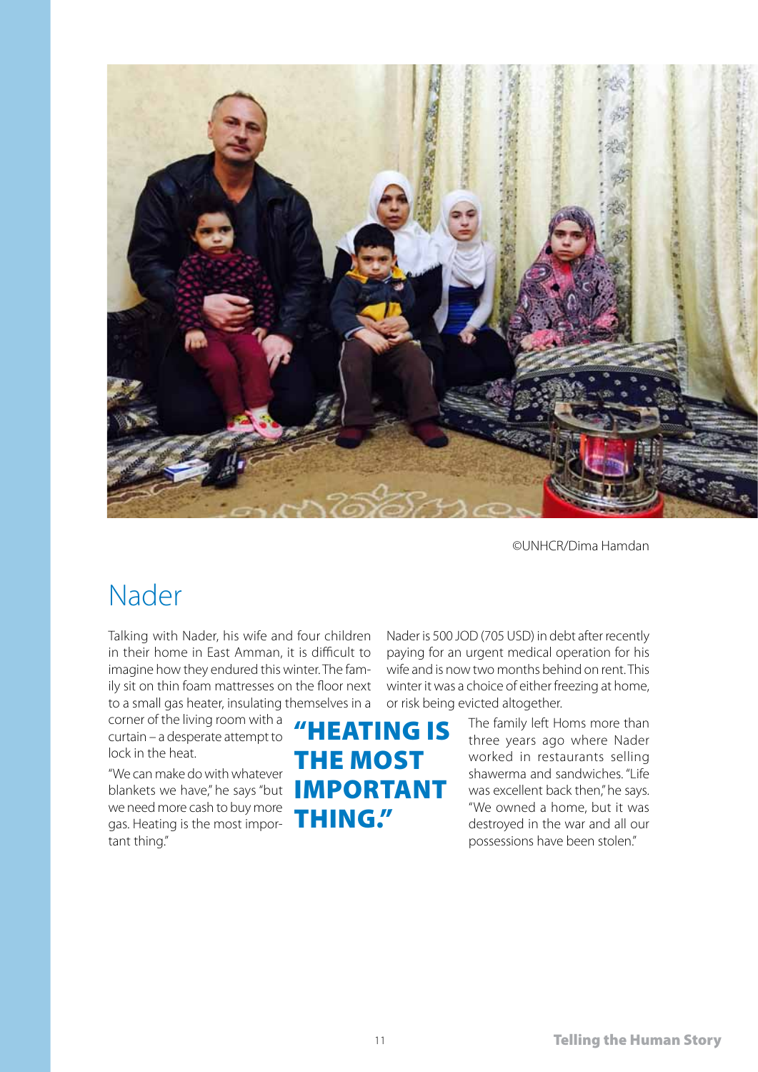©UNHCR/Dima Hamdan

# Nader

Talking with Nader, his wife and four children in their home in East Amman, it is difficult to imagine how they endured this winter. The family sit on thin foam mattresses on the floor next to a small gas heater, insulating themselves in a corner of the living room with a curtain – a desperate attempt to lock in the heat.

"We can make do with whatever blankets we have," he says "but we need more cash to buy more gas. Heating is the most important thing."

**"HEATING IS THE MOST IMPORTANT THING."**

Nader is 500 JOD (705 USD) in debt after recently paying for an urgent medical operation for his wife and is now two months behind on rent. This winter it was a choice of either freezing at home, or risk being evicted altogether.

The family left Homs more than three years ago where Nader worked in restaurants selling shawerma and sandwiches. "Life was excellent back then," he says. "We owned a home, but it was destroyed in the war and all our possessions have been stolen."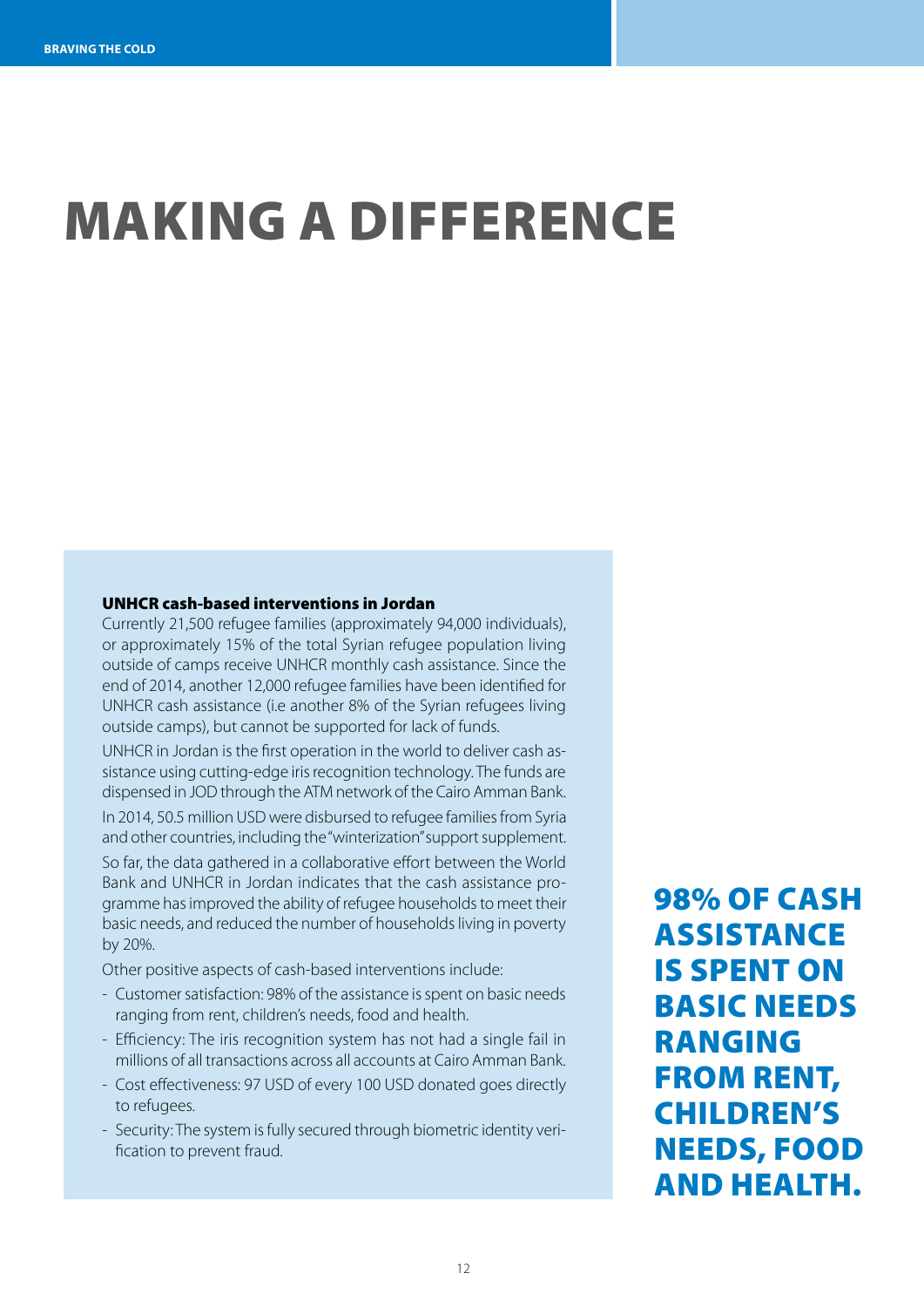# MAKING A DIFFERENCE

### UNHCR cash-based interventions in Jordan

Currently 21,500 refugee families (approximately 94,000 individuals), or approximately 15% of the total Syrian refugee population living outside of camps receive UNHCR monthly cash assistance. Since the end of 2014, another 12,000 refugee families have been identified for UNHCR cash assistance (i.e another 8% of the Syrian refugees living outside camps), but cannot be supported for lack of funds.

UNHCR in Jordan is the first operation in the world to deliver cash assistance using cutting-edge iris recognition technology. The funds are dispensed in JOD through the ATM network of the Cairo Amman Bank.

In 2014, 50.5 million USD were disbursed to refugee families from Syria and other countries, including the "winterization" support supplement.

So far, the data gathered in a collaborative effort between the World Bank and UNHCR in Jordan indicates that the cash assistance programme has improved the ability of refugee households to meet their basic needs, and reduced the number of households living in poverty by 20%.

Other positive aspects of cash-based interventions include:

- Customer satisfaction: 98% of the assistance is spent on basic needs ranging from rent, children's needs, food and health.
- Efficiency: The iris recognition system has not had a single fail in millions of all transactions across all accounts at Cairo Amman Bank.
- Cost effectiveness: 97 USD of every 100 USD donated goes directly to refugees.
- Security: The system is fully secured through biometric identity verification to prevent fraud.

**98% OF CASH ASSISTANCE IS SPENT ON BASIC NEEDS RANGING FROM RENT, CHILDREN'S NEEDS, FOOD AND HEALTH.**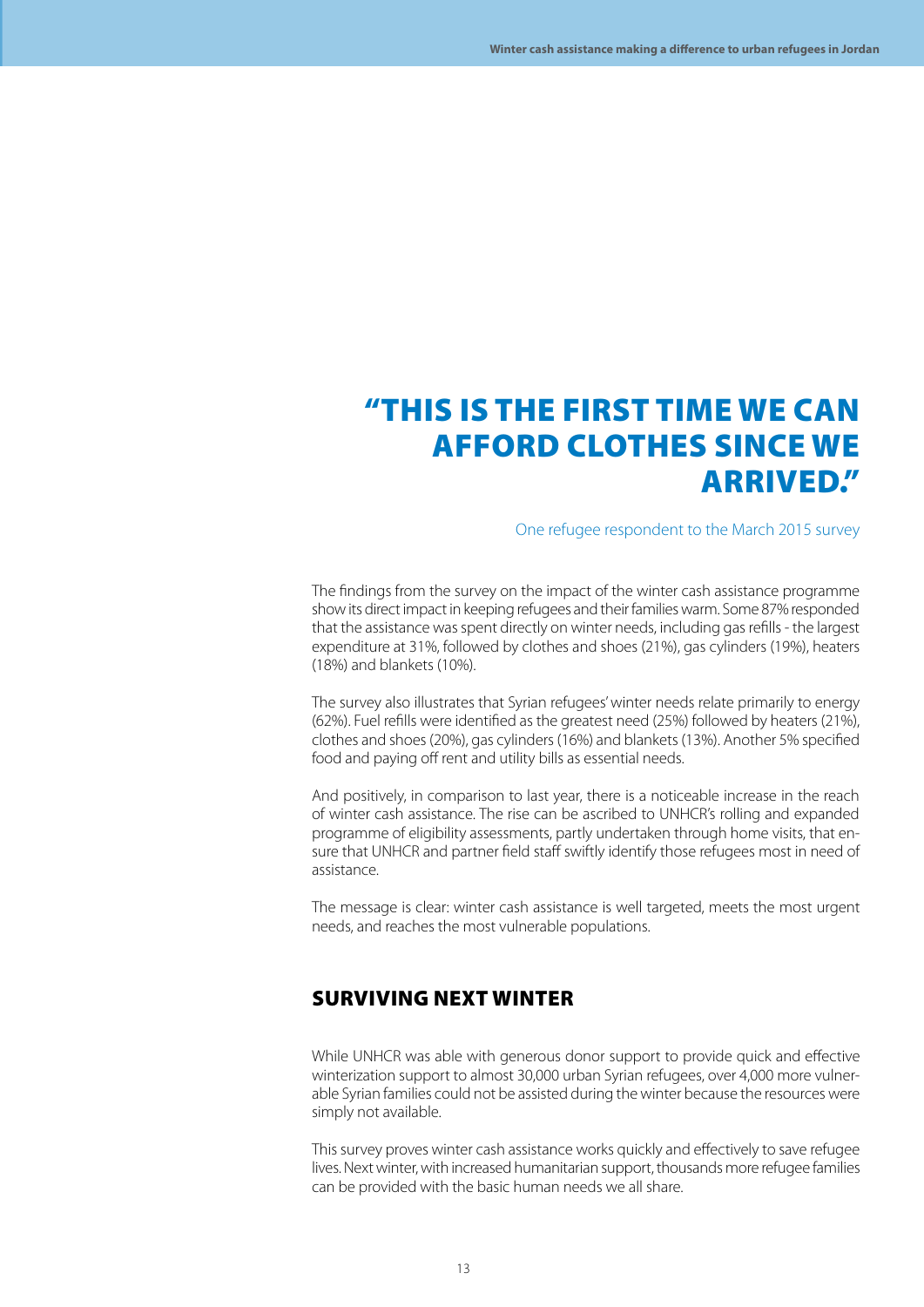# "THIS IS THE FIRST TIME WE CAN AFFORD CLOTHES SINCE WE ARRIVED."

One refugee respondent to the March 2015 survey

The findings from the survey on the impact of the winter cash assistance programme show its direct impact in keeping refugees and their families warm. Some 87% responded that the assistance was spent directly on winter needs, including gas refills - the largest expenditure at 31%, followed by clothes and shoes (21%), gas cylinders (19%), heaters (18%) and blankets (10%).

The survey also illustrates that Syrian refugees' winter needs relate primarily to energy (62%). Fuel refills were identified as the greatest need (25%) followed by heaters (21%), clothes and shoes (20%), gas cylinders (16%) and blankets (13%). Another 5% specified food and paying off rent and utility bills as essential needs.

And positively, in comparison to last year, there is a noticeable increase in the reach of winter cash assistance. The rise can be ascribed to UNHCR's rolling and expanded programme of eligibility assessments, partly undertaken through home visits, that ensure that UNHCR and partner field staff swiftly identify those refugees most in need of assistance.

The message is clear: winter cash assistance is well targeted, meets the most urgent needs, and reaches the most vulnerable populations.

## SURVIVING NEXT WINTER

While UNHCR was able with generous donor support to provide quick and effective winterization support to almost 30,000 urban Syrian refugees, over 4,000 more vulnerable Syrian families could not be assisted during the winter because the resources were simply not available.

This survey proves winter cash assistance works quickly and effectively to save refugee lives. Next winter, with increased humanitarian support, thousands more refugee families can be provided with the basic human needs we all share.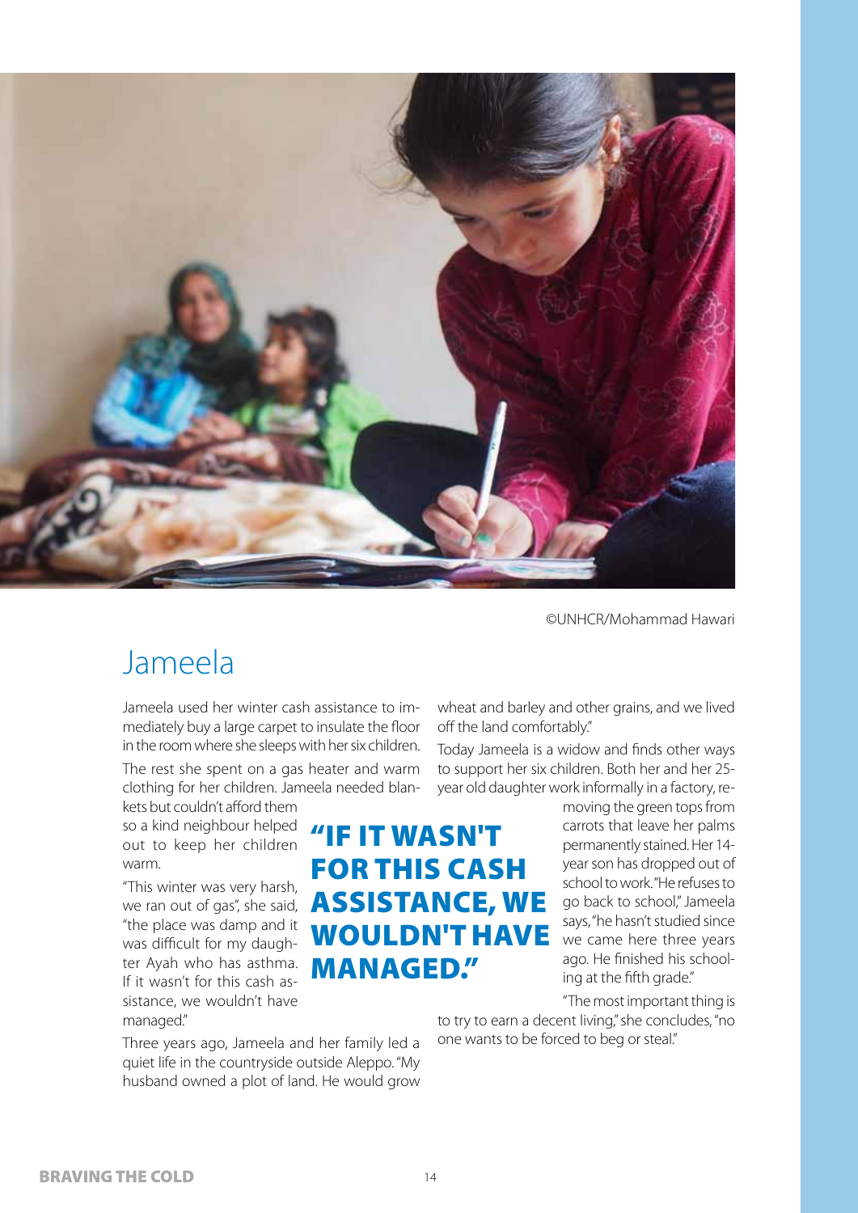©UNHCR/Mohammad Hawari

# Jameela

Jameela used her winter cash assistance to immediately buy a large carpet to insulate the floor in the room where she sleeps with her six children.

The rest she spent on a gas heater and warm clothing for her children. Jameela needed blankets but couldn't afford them so a kind neighbour helped out to keep her children warm.

"This winter was very harsh, we ran out of gas", she said, "the place was damp and it was difficult for my daughter Ayah who has asthma. If it wasn't for this cash assistance, we wouldn't have managed."

**"IF IT WASN'T FOR THIS CASH ASSISTANCE, WE WOULDN'T HAVE MANAGED."**

Three years ago, Jameela and her family led a quiet life in the countryside outside Aleppo. "My husband owned a plot of land. He would grow wheat and barley and other grains, and we lived off the land comfortably."

Today Jameela is a widow and finds other ways to support her six children. Both her and her 25-year old daughter work informally in a factory, removing the green tops from carrots that leave her palms permanently stained. Her 14-year son has dropped out of school to work. "He refuses to go back to school," Jameela says, "he hasn't studied since we came here three years ago. He finished his schooling at the fifth grade."

"The most important thing is to try to earn a decent living," she concludes, "no one wants to be forced to beg or steal."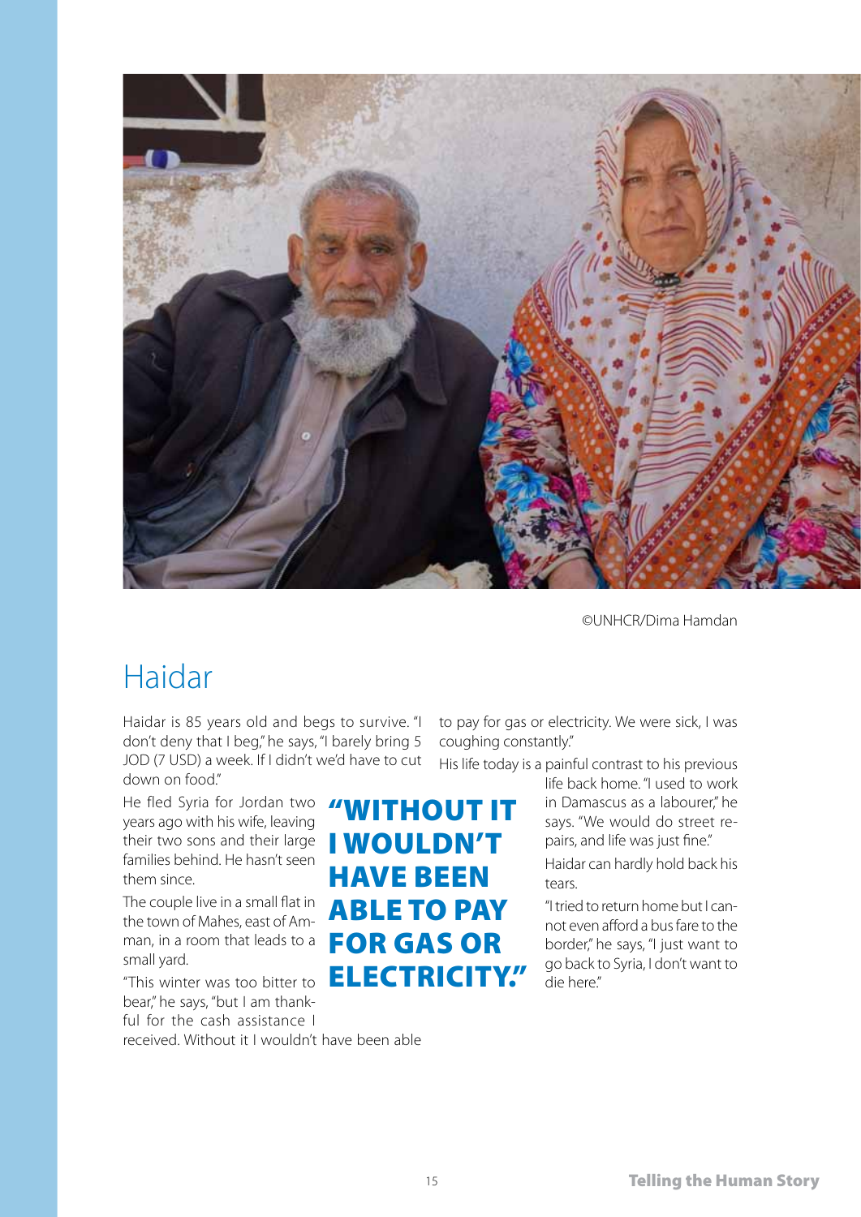©UNHCR/Dima Hamdan

# Haidar

Haidar is 85 years old and begs to survive. "I don't deny that I beg," he says, "I barely bring 5 JOD (7 USD) a week. If I didn't we'd have to cut down on food."

He fled Syria for Jordan two years ago with his wife, leaving their two sons and their large families behind. He hasn't seen them since.

The couple live in a small flat in the town of Mahes, east of Amman, in a room that leads to a small yard.

"This winter was too bitter to bear," he says, "but I am thankful for the cash assistance I received. Without it I wouldn't have been able to pay for gas or electricity. We were sick, I was coughing constantly."

> **"WITHOUT IT I WOULDN'T HAVE BEEN ABLE TO PAY FOR GAS OR ELECTRICITY."**

His life today is a painful contrast to his previous life back home. "I used to work in Damascus as a labourer," he says. "We would do street repairs, and life was just fine."

Haidar can hardly hold back his tears.

"I tried to return home but I cannot even afford a bus fare to the border," he says, "I just want to go back to Syria, I don't want to die here."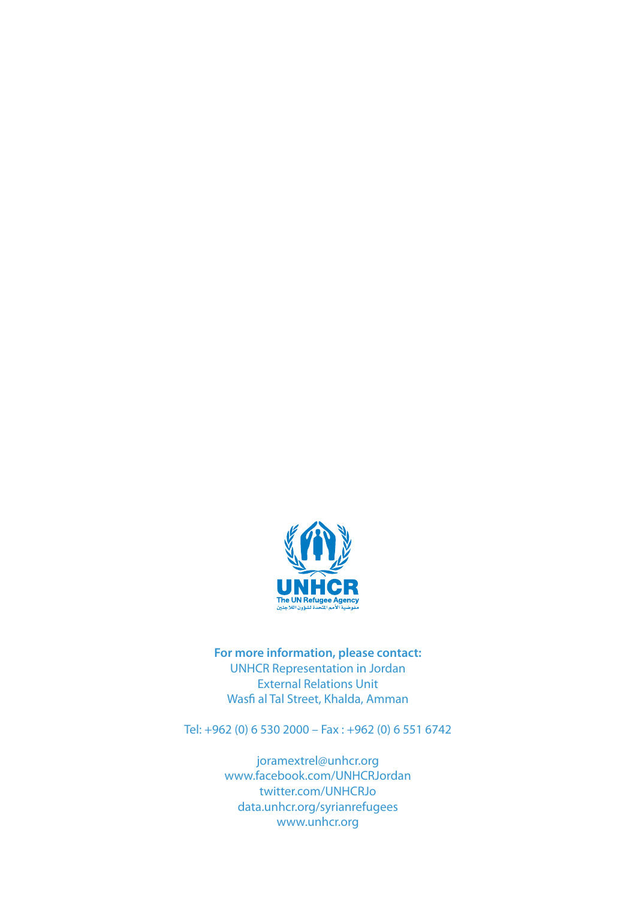**For more information, please contact:**
UNHCR Representation in Jordan
External Relations Unit
Wasfi al Tal Street, Khalda, Amman

Tel: +962 (0) 6 530 2000 – Fax : +962 (0) 6 551 6742

joramextrel@unhcr.org
www.facebook.com/UNHCRJordan
twitter.com/UNHCRJo
data.unhcr.org/syrianrefugees
www.unhcr.org